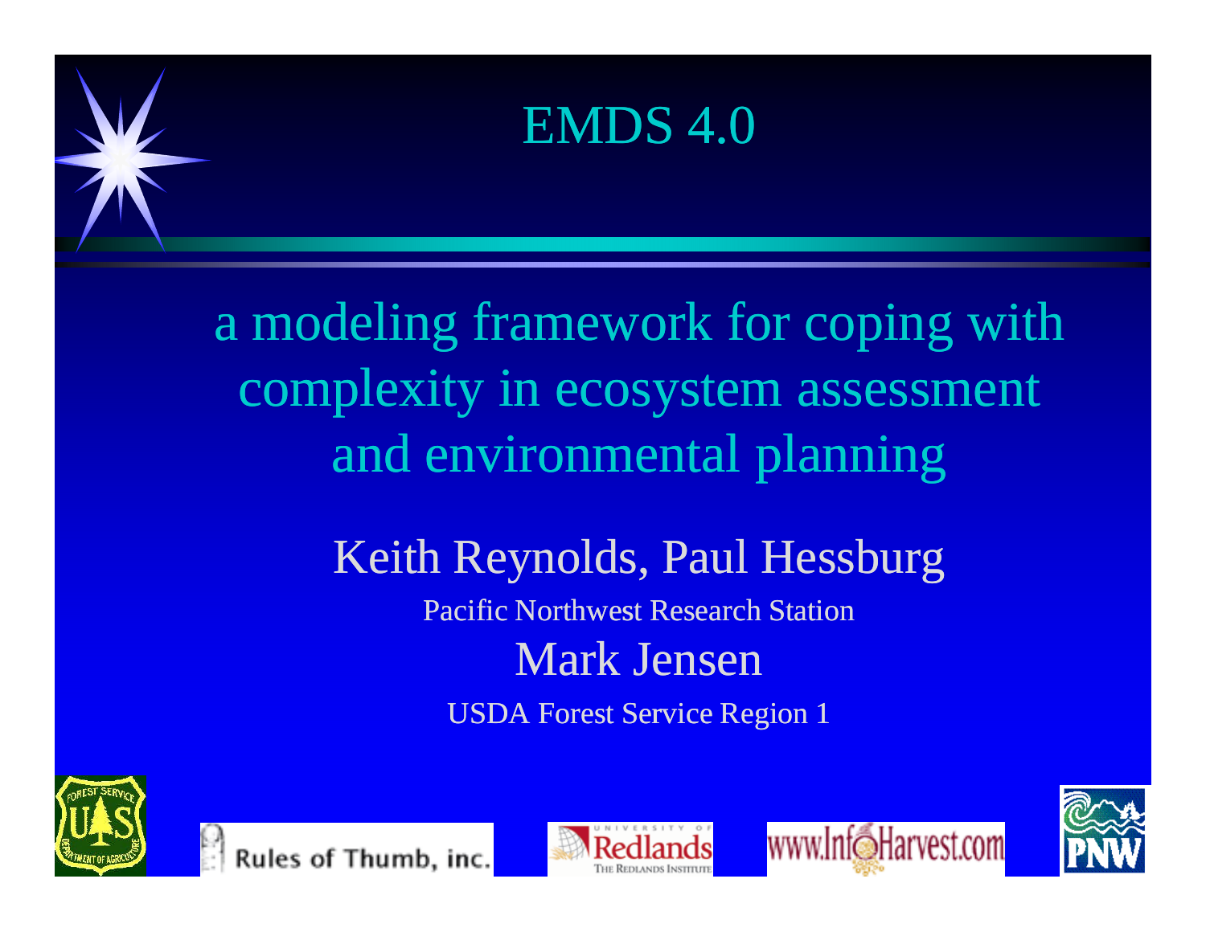# EMDS 4.0

## a modeling framework for coping with complexity in ecosystem assessment and environmental planning

Keith Reynolds, Paul Hessburg

Pacific Northwest Research Station

Mark Jensen

USDA Forest Service Region 1

Rules of Thumb, inc.

University of Redlands — The Redlands Institute

www.InfoHarvest.com

PNW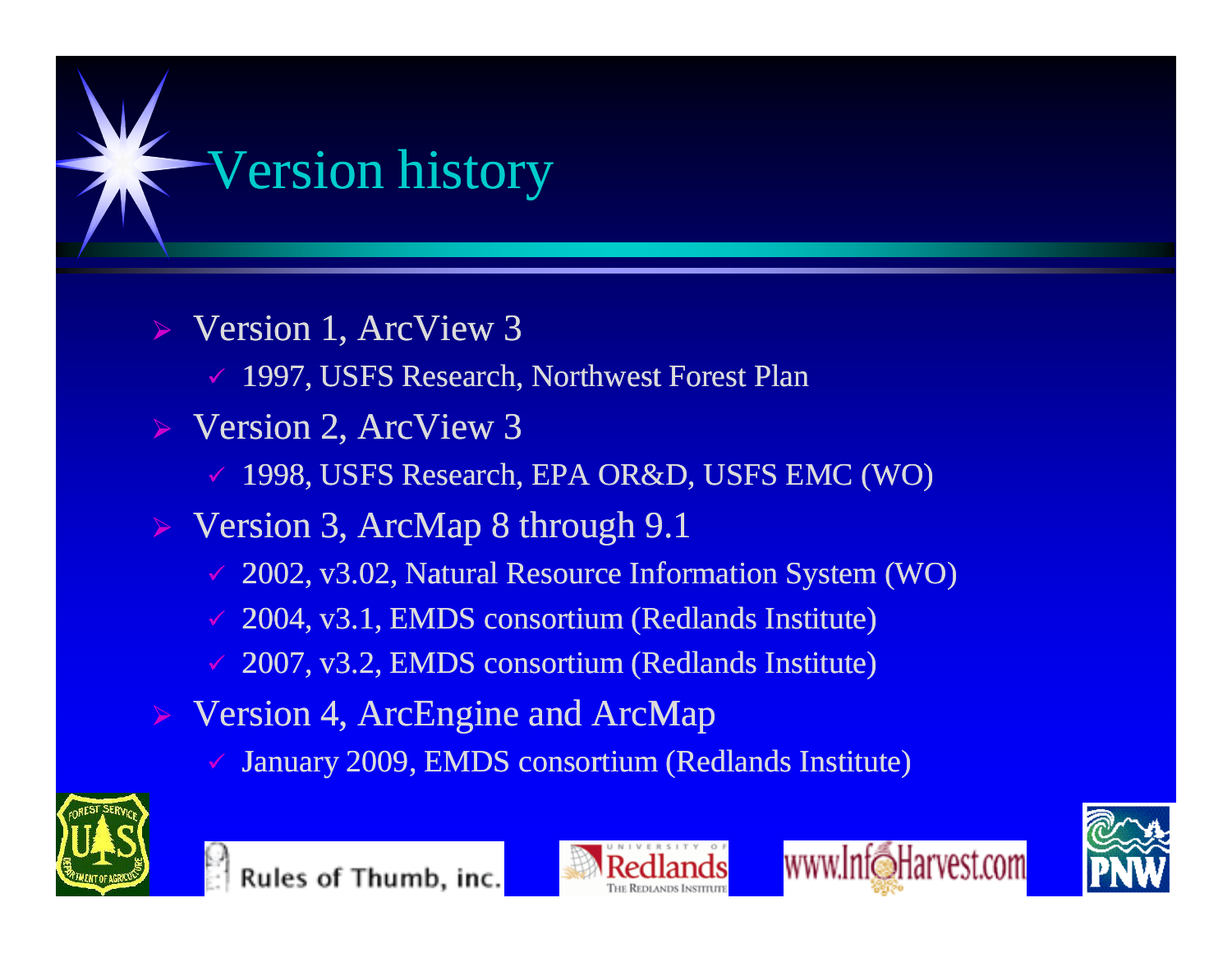# Version history

- Version 1, ArcView 3
  - 1997, USFS Research, Northwest Forest Plan
- Version 2, ArcView 3
  - 1998, USFS Research, EPA OR&D, USFS EMC (WO)
- Version 3, ArcMap 8 through 9.1
  - 2002, v3.02, Natural Resource Information System (WO)
  - 2004, v3.1, EMDS consortium (Redlands Institute)
  - 2007, v3.2, EMDS consortium (Redlands Institute)
- Version 4, ArcEngine and ArcMap
  - January 2009, EMDS consortium (Redlands Institute)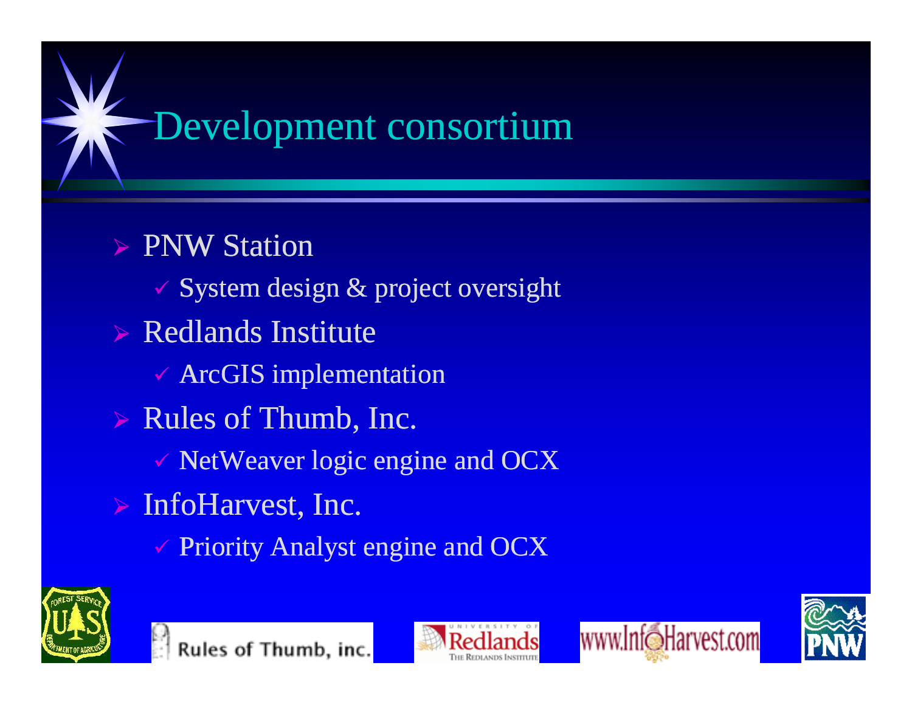# Development consortium

- PNW Station
  - System design & project oversight
- Redlands Institute
  - ArcGIS implementation
- Rules of Thumb, Inc.
  - NetWeaver logic engine and OCX
- InfoHarvest, Inc.
  - Priority Analyst engine and OCX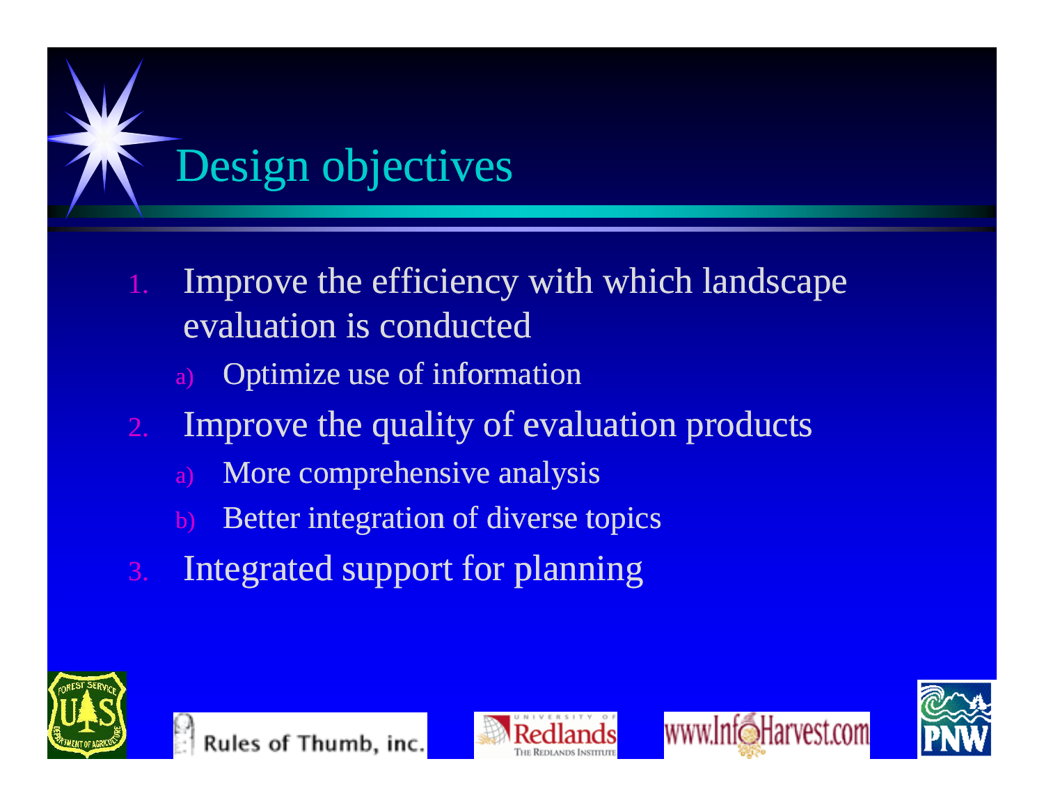# Design objectives

1. Improve the efficiency with which landscape evaluation is conducted
   a) Optimize use of information
2. Improve the quality of evaluation products
   a) More comprehensive analysis
   b) Better integration of diverse topics
3. Integrated support for planning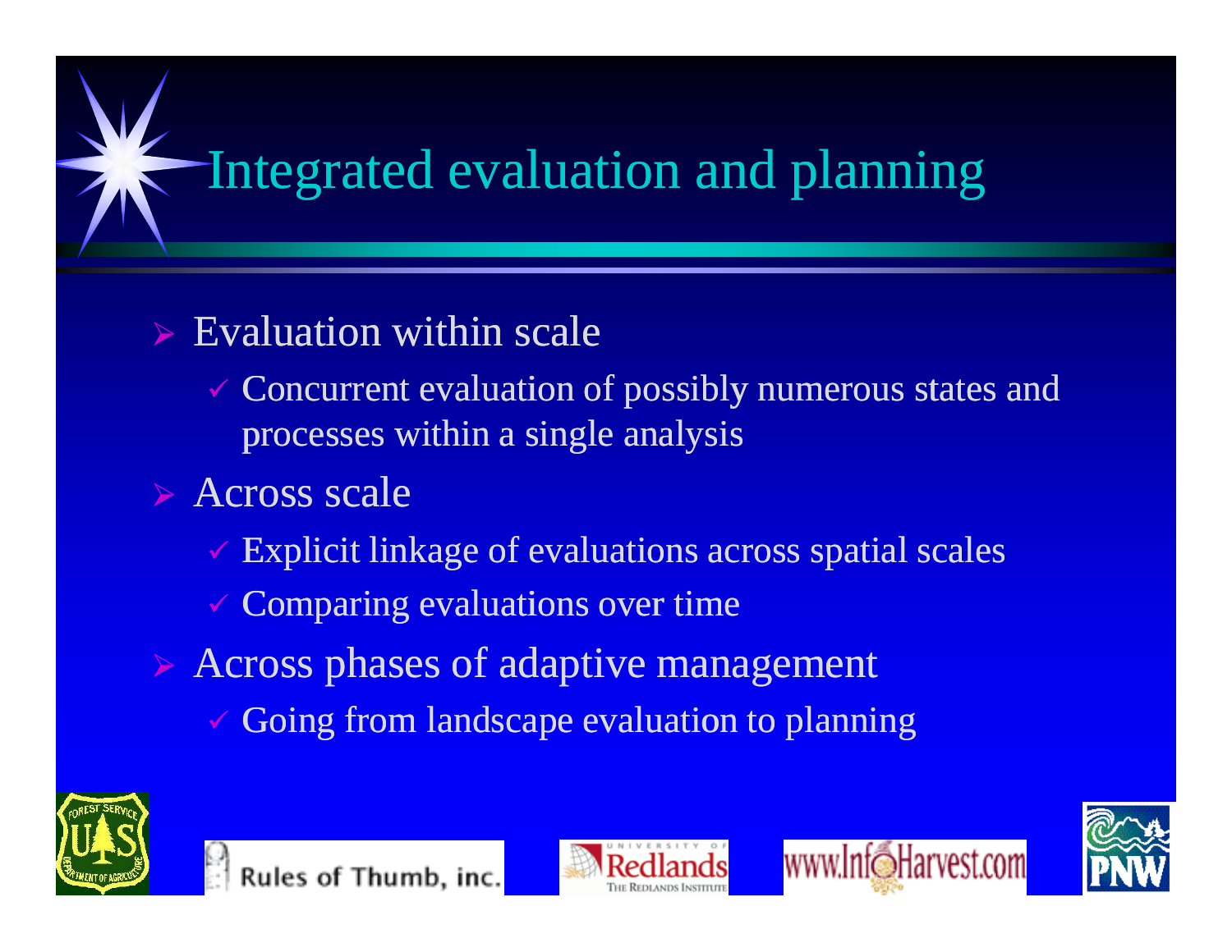# Integrated evaluation and planning

- Evaluation within scale
  - Concurrent evaluation of possibly numerous states and processes within a single analysis
- Across scale
  - Explicit linkage of evaluations across spatial scales
  - Comparing evaluations over time
- Across phases of adaptive management
  - Going from landscape evaluation to planning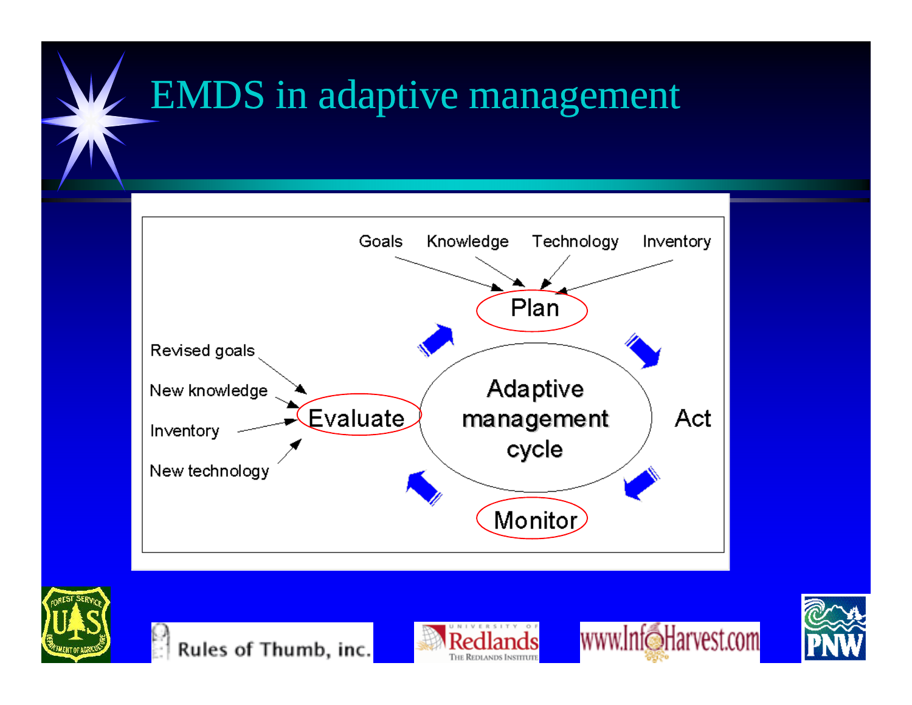# EMDS in adaptive management

Goals — Knowledge — Technology — Inventory → **Plan**

**Plan** → **Act** → **Monitor** → **Evaluate** → **Plan**

Adaptive management cycle

Revised goals — New knowledge — Inventory — New technology → **Evaluate**

Rules of Thumb, inc.

University of Redlands — The Redlands Institute

www.InfoHarvest.com

PNW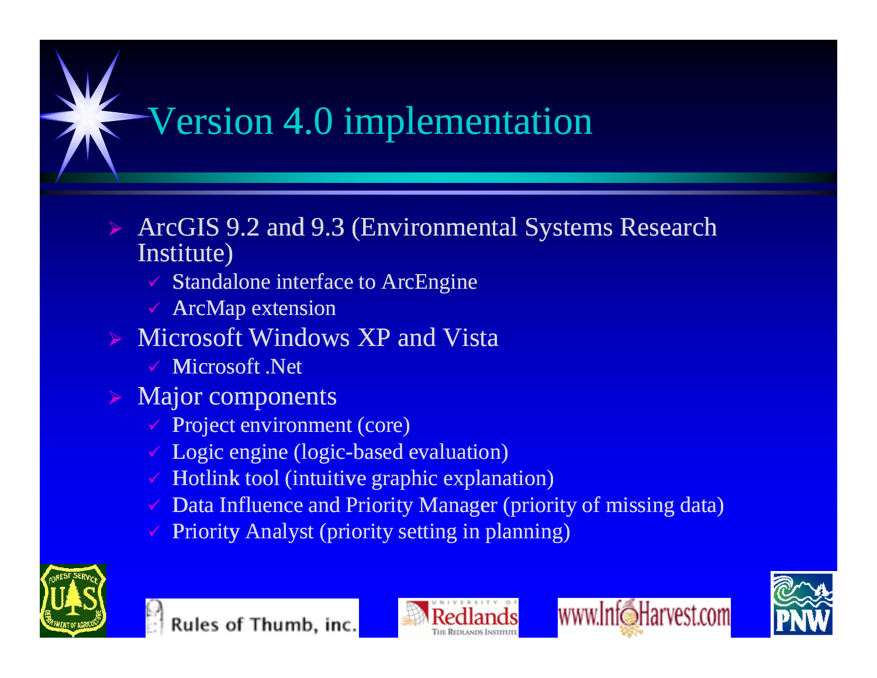# Version 4.0 implementation

- ArcGIS 9.2 and 9.3 (Environmental Systems Research Institute)
  - Standalone interface to ArcEngine
  - ArcMap extension
- Microsoft Windows XP and Vista
  - Microsoft .Net
- Major components
  - Project environment (core)
  - Logic engine (logic-based evaluation)
  - Hotlink tool (intuitive graphic explanation)
  - Data Influence and Priority Manager (priority of missing data)
  - Priority Analyst (priority setting in planning)

Rules of Thumb, inc. www.InfoHarvest.com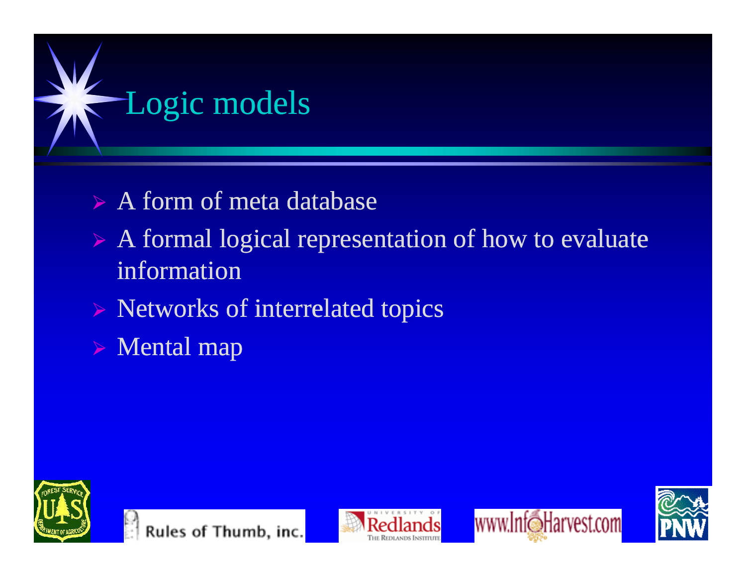# Logic models

- A form of meta database
- A formal logical representation of how to evaluate information
- Networks of interrelated topics
- Mental map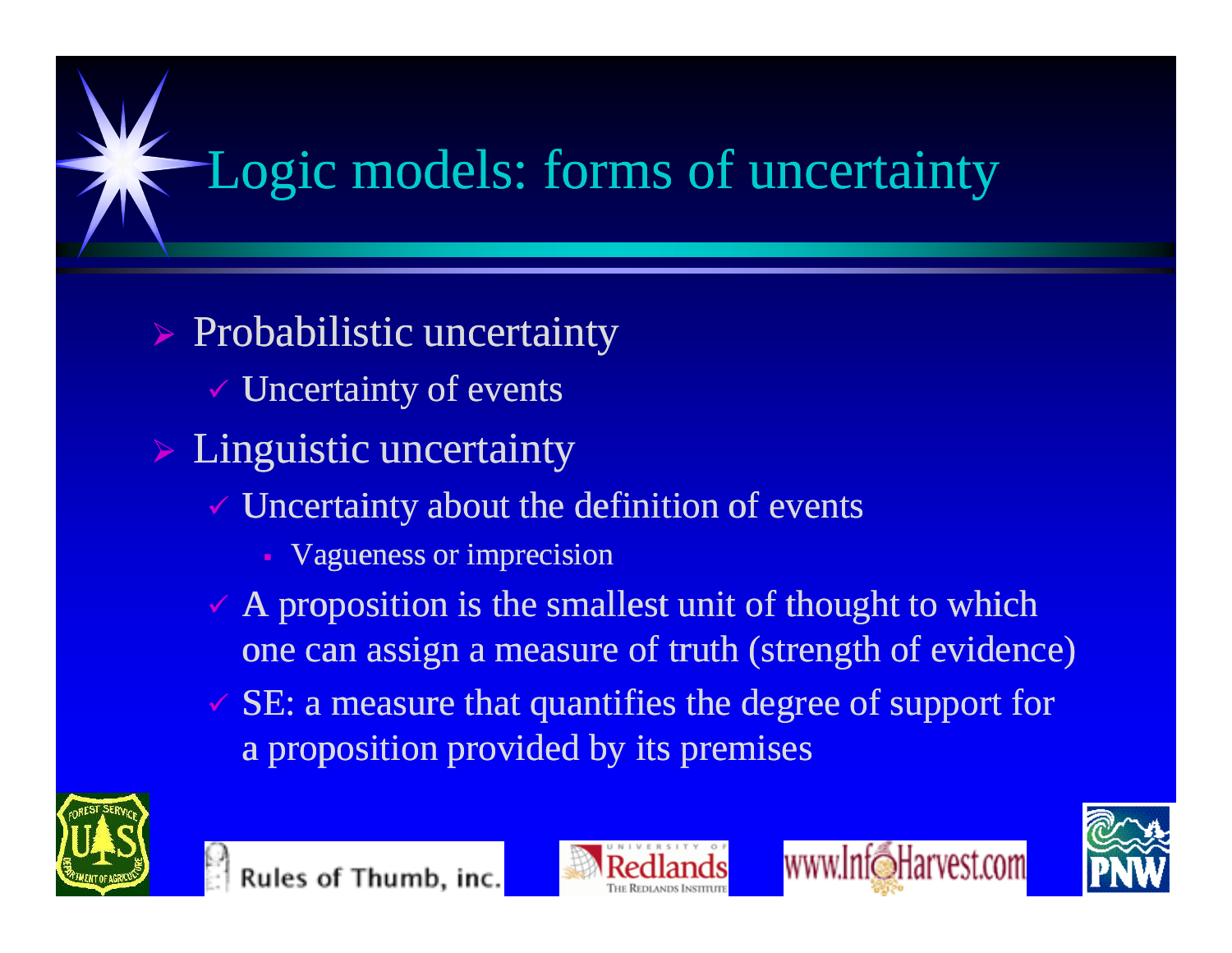# Logic models: forms of uncertainty

- Probabilistic uncertainty
  - Uncertainty of events
- Linguistic uncertainty
  - Uncertainty about the definition of events
    - Vagueness or imprecision
  - A proposition is the smallest unit of thought to which one can assign a measure of truth (strength of evidence)
  - SE: a measure that quantifies the degree of support for a proposition provided by its premises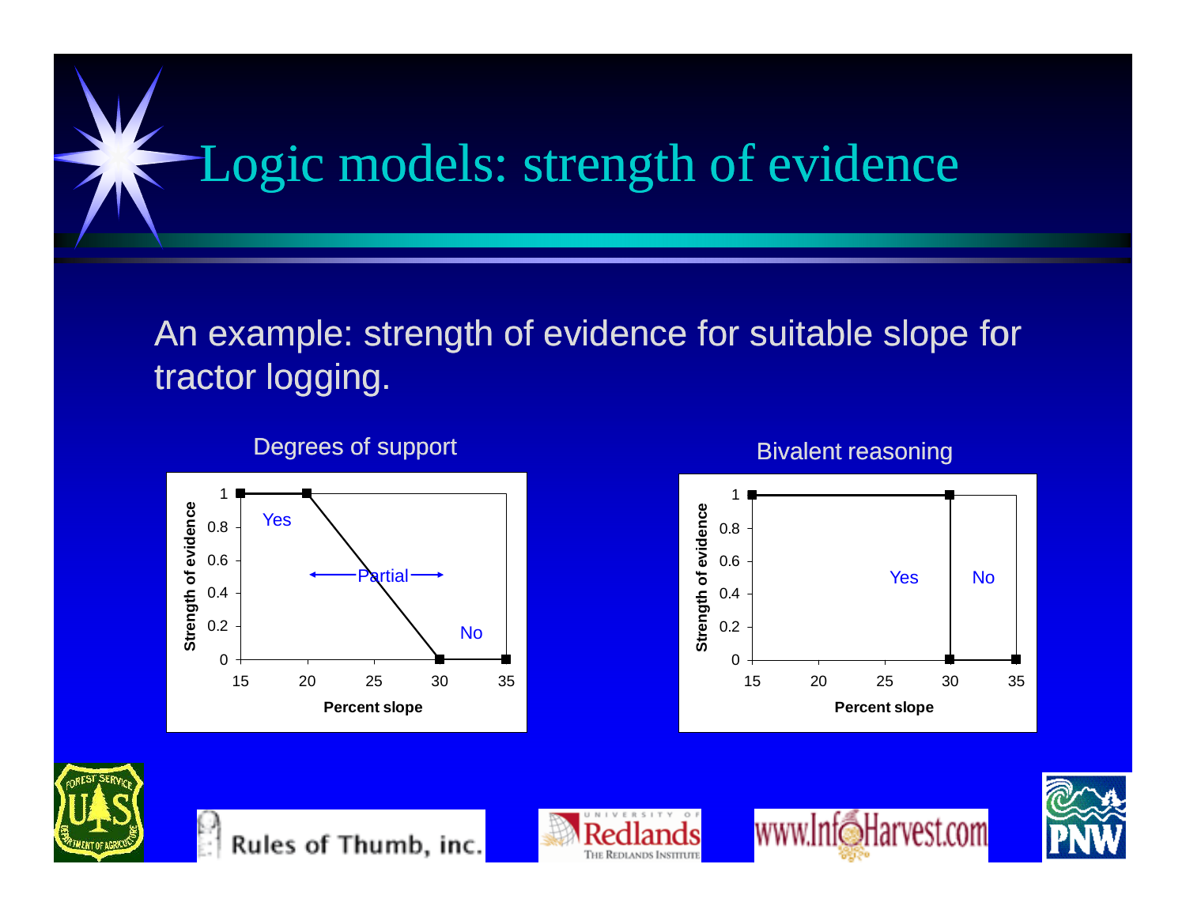# Logic models: strength of evidence

An example: strength of evidence for suitable slope for tractor logging.

Degrees of support

Bivalent reasoning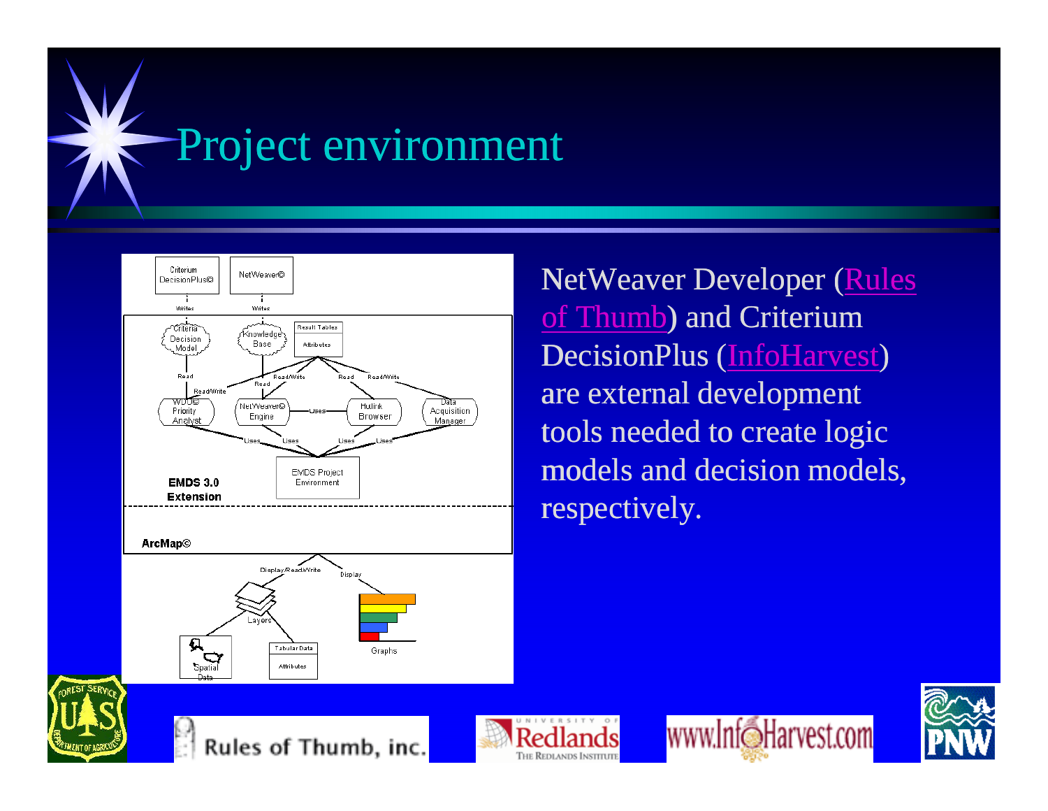# Project environment

NetWeaver Developer (Rules of Thumb) and Criterium DecisionPlus (InfoHarvest) are external development tools needed to create logic models and decision models, respectively.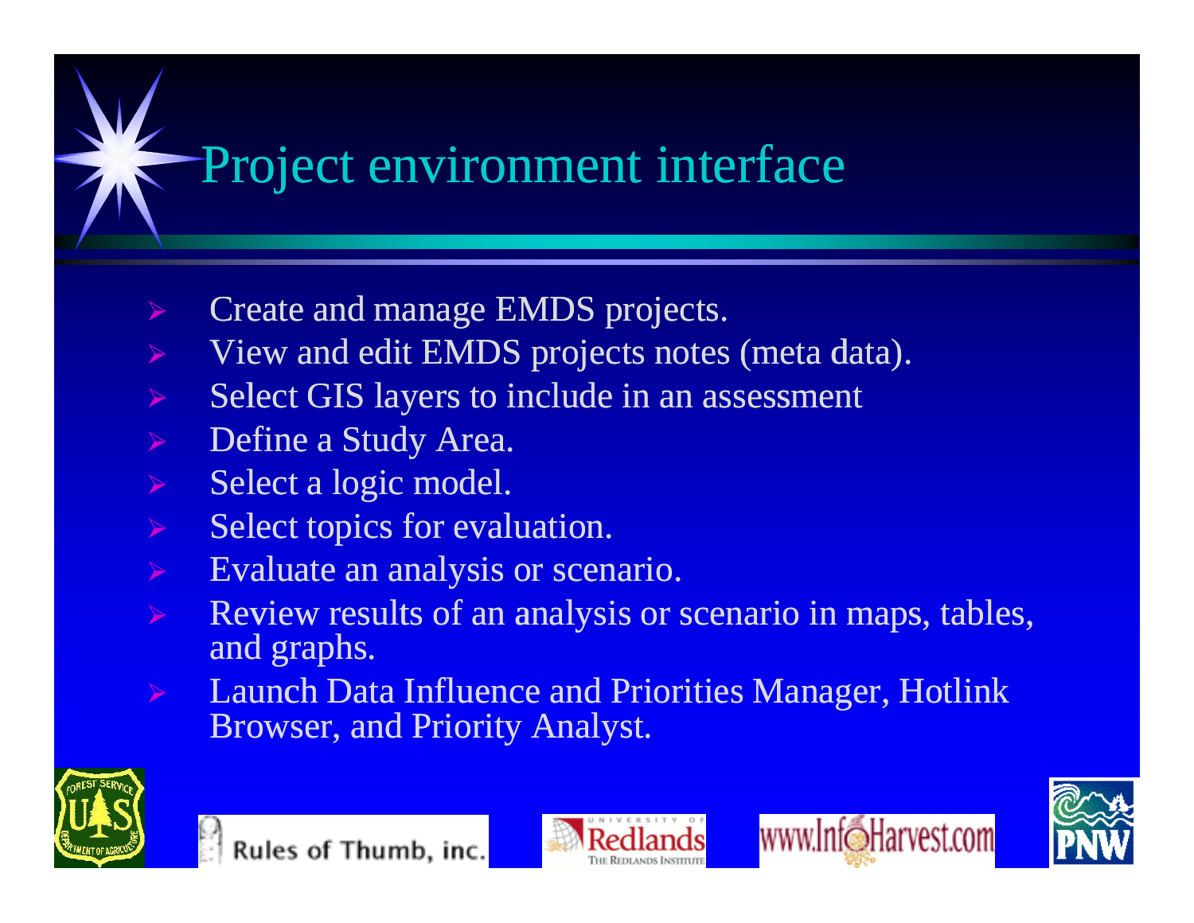# Project environment interface

- Create and manage EMDS projects.
- View and edit EMDS projects notes (meta data).
- Select GIS layers to include in an assessment
- Define a Study Area.
- Select a logic model.
- Select topics for evaluation.
- Evaluate an analysis or scenario.
- Review results of an analysis or scenario in maps, tables, and graphs.
- Launch Data Influence and Priorities Manager, Hotlink Browser, and Priority Analyst.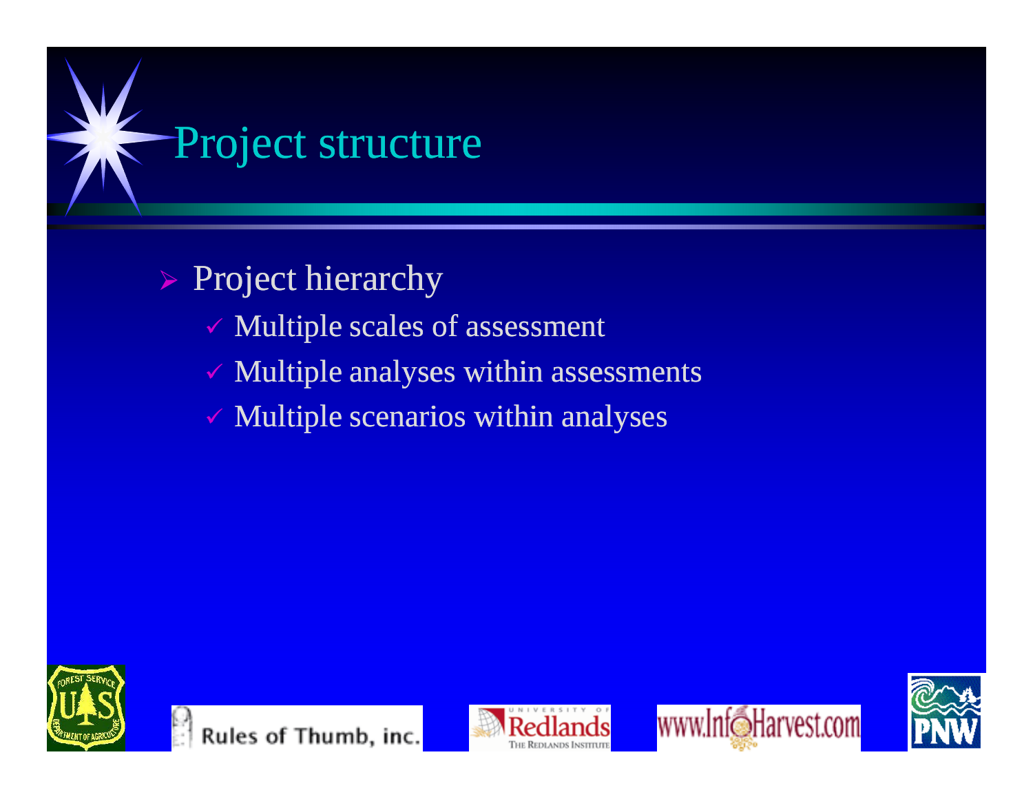# Project structure

- Project hierarchy
  - Multiple scales of assessment
  - Multiple analyses within assessments
  - Multiple scenarios within analyses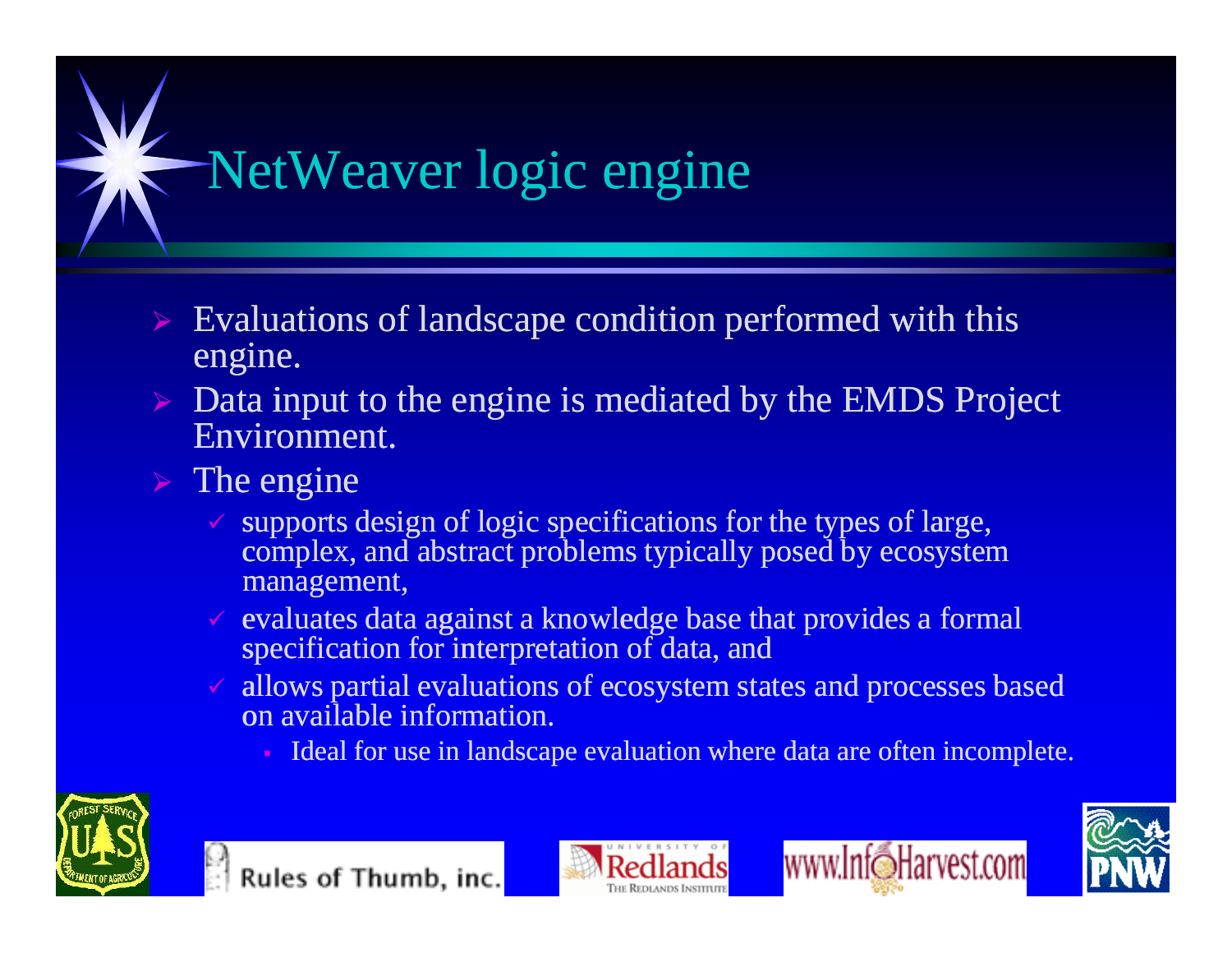# NetWeaver logic engine

- Evaluations of landscape condition performed with this engine.
- Data input to the engine is mediated by the EMDS Project Environment.
- The engine
  - supports design of logic specifications for the types of large, complex, and abstract problems typically posed by ecosystem management,
  - evaluates data against a knowledge base that provides a formal specification for interpretation of data, and
  - allows partial evaluations of ecosystem states and processes based on available information.
    - Ideal for use in landscape evaluation where data are often incomplete.

Rules of Thumb, inc. | University of Redlands – The Redlands Institute | www.InfoHarvest.com | PNW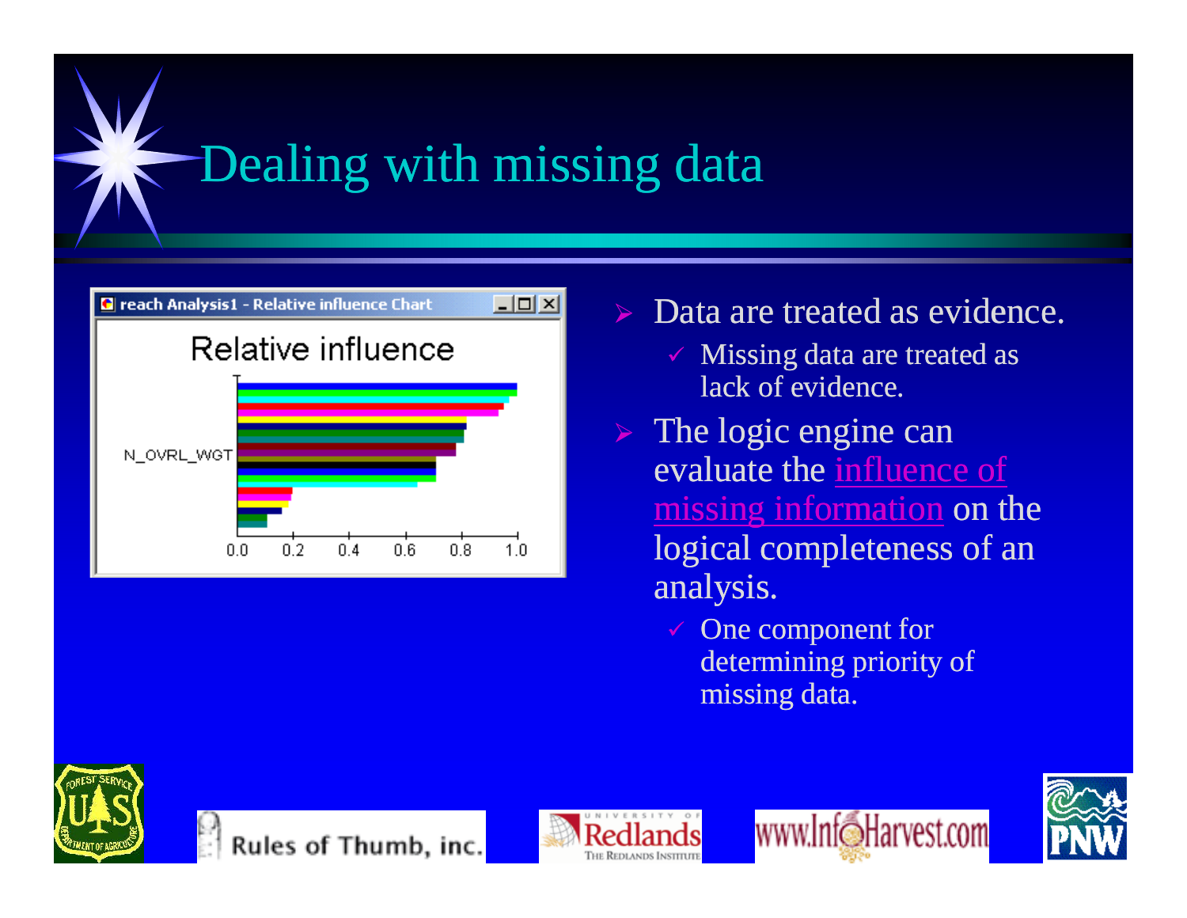# Dealing with missing data

- Data are treated as evidence.
  - Missing data are treated as lack of evidence.
- The logic engine can evaluate the influence of missing information on the logical completeness of an analysis.
  - One component for determining priority of missing data.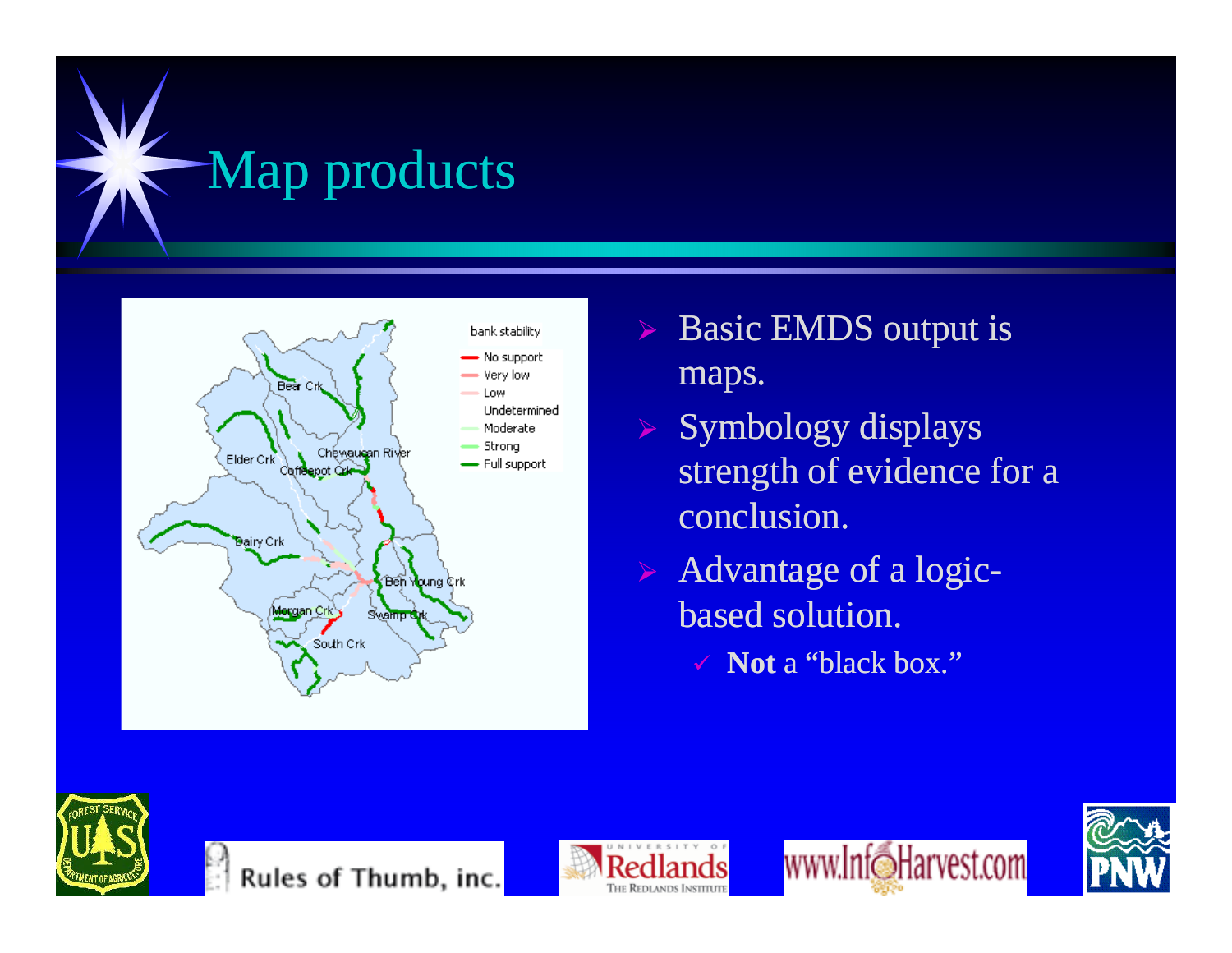# Map products

- Basic EMDS output is maps.
- Symbology displays strength of evidence for a conclusion.
- Advantage of a logic-based solution.
  - **Not** a “black box.”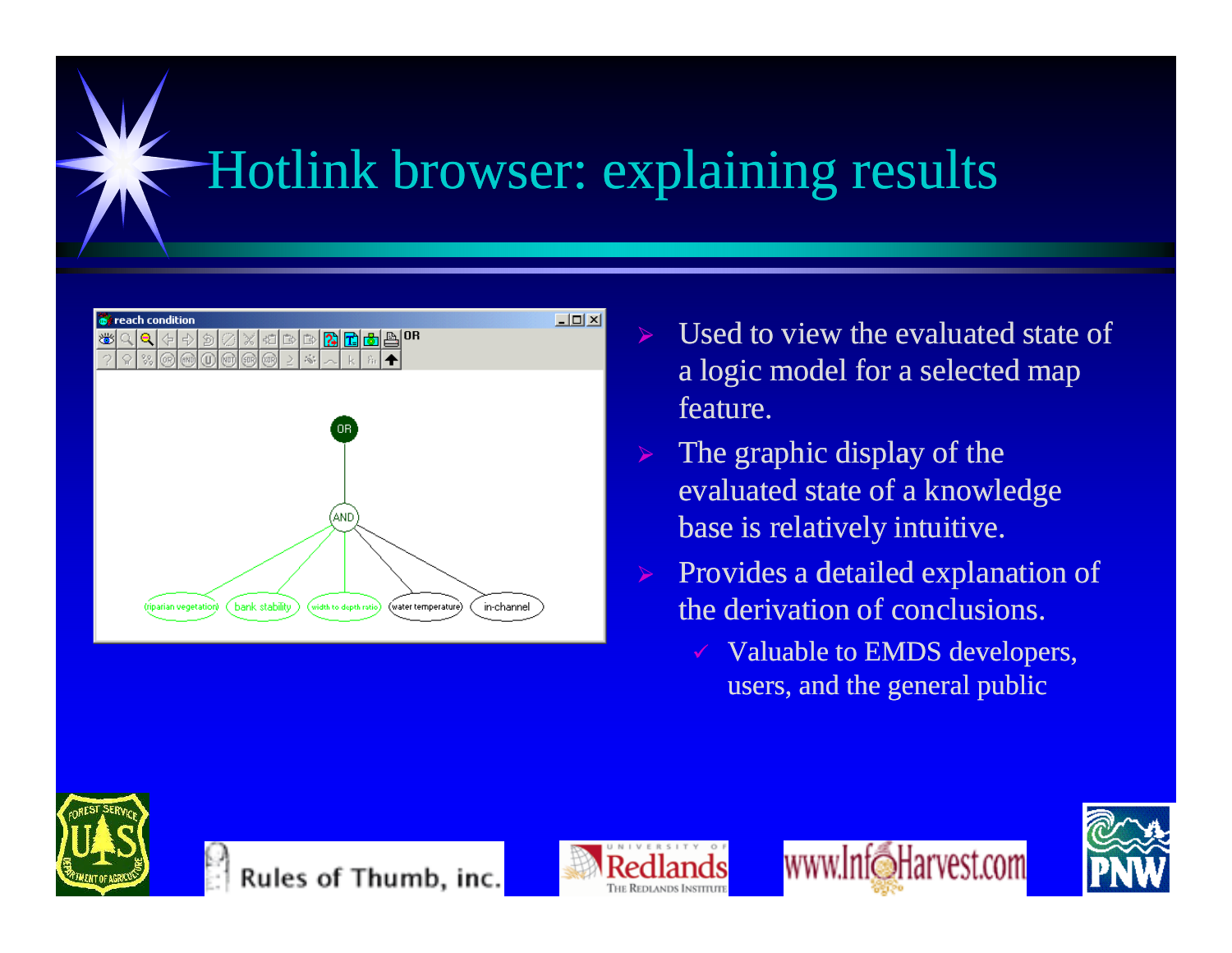# Hotlink browser: explaining results

- Used to view the evaluated state of a logic model for a selected map feature.
- The graphic display of the evaluated state of a knowledge base is relatively intuitive.
- Provides a detailed explanation of the derivation of conclusions.
  - Valuable to EMDS developers, users, and the general public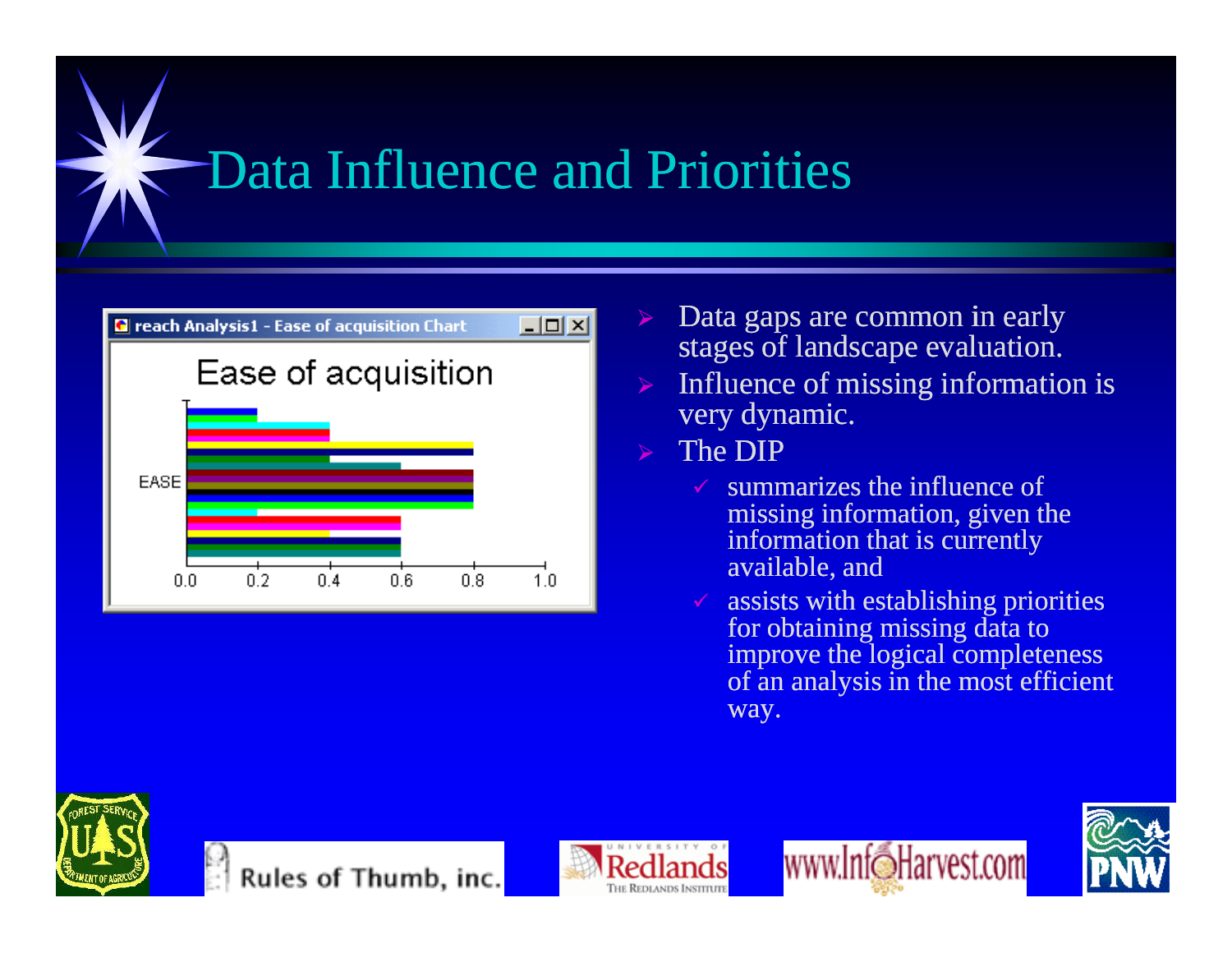# Data Influence and Priorities

- Data gaps are common in early stages of landscape evaluation.
- Influence of missing information is very dynamic.
- The DIP
  - summarizes the influence of missing information, given the information that is currently available, and
  - assists with establishing priorities for obtaining missing data to improve the logical completeness of an analysis in the most efficient way.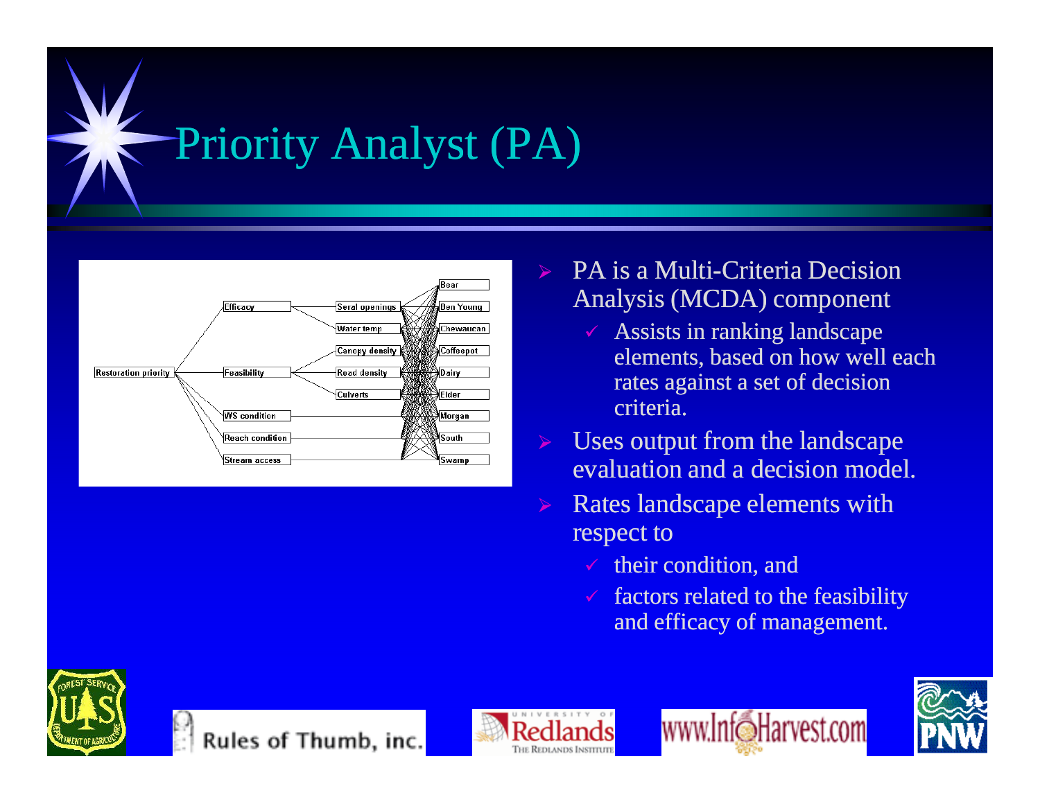# Priority Analyst (PA)

- PA is a Multi-Criteria Decision Analysis (MCDA) component
  - Assists in ranking landscape elements, based on how well each rates against a set of decision criteria.
- Uses output from the landscape evaluation and a decision model.
- Rates landscape elements with respect to
  - their condition, and
  - factors related to the feasibility and efficacy of management.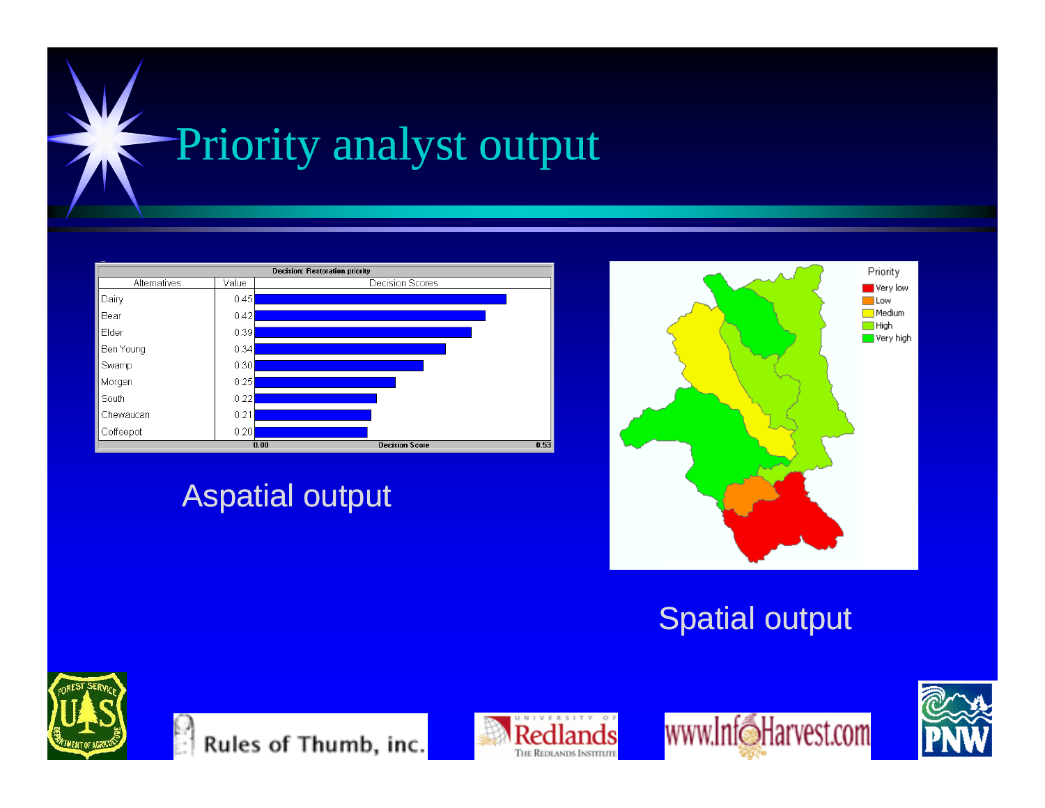# Priority analyst output

**Decision: Restoration priority**

| Alternatives | Value | Decision Scores |
| --- | --- | --- |
| Dairy | 0.45 | |
| Bear | 0.42 | |
| Elder | 0.39 | |
| Ben Young | 0.34 | |
| Swamp | 0.30 | |
| Morgan | 0.25 | |
| South | 0.22 | |
| Chewaucan | 0.21 | |
| Coffeepot | 0.20 | |

0.00 Decision Score 0.53

Aspatial output

Priority
- Very low
- Low
- Medium
- High
- Very high

Spatial output

Rules of Thumb, inc. | University of Redlands – The Redlands Institute | www.InfoHarvest.com | PNW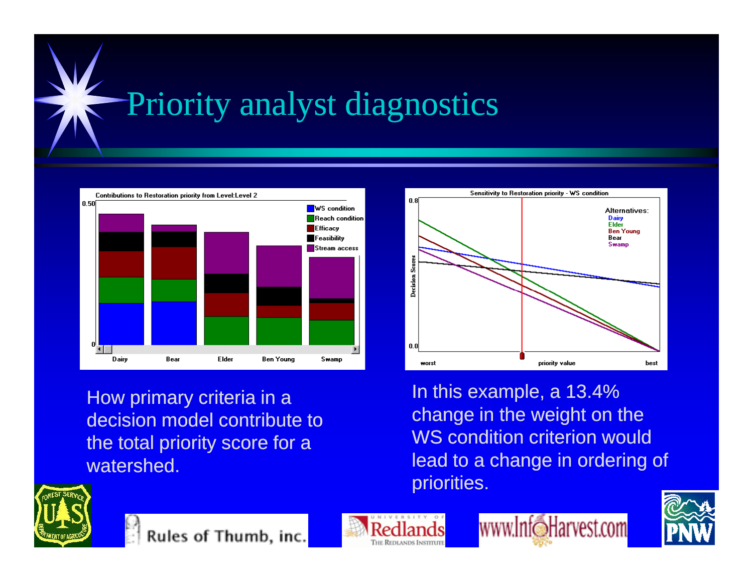# Priority analyst diagnostics

How primary criteria in a decision model contribute to the total priority score for a watershed.

In this example, a 13.4% change in the weight on the WS condition criterion would lead to a change in ordering of priorities.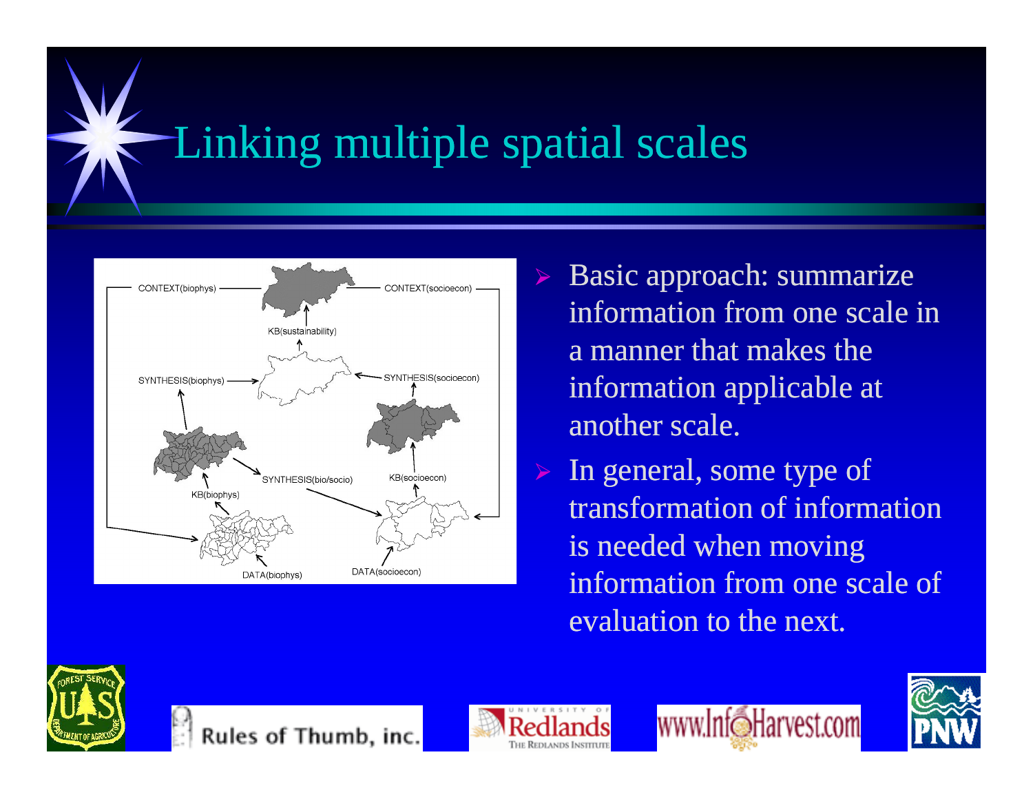# Linking multiple spatial scales

- Basic approach: summarize information from one scale in a manner that makes the information applicable at another scale.
- In general, some type of transformation of information is needed when moving information from one scale of evaluation to the next.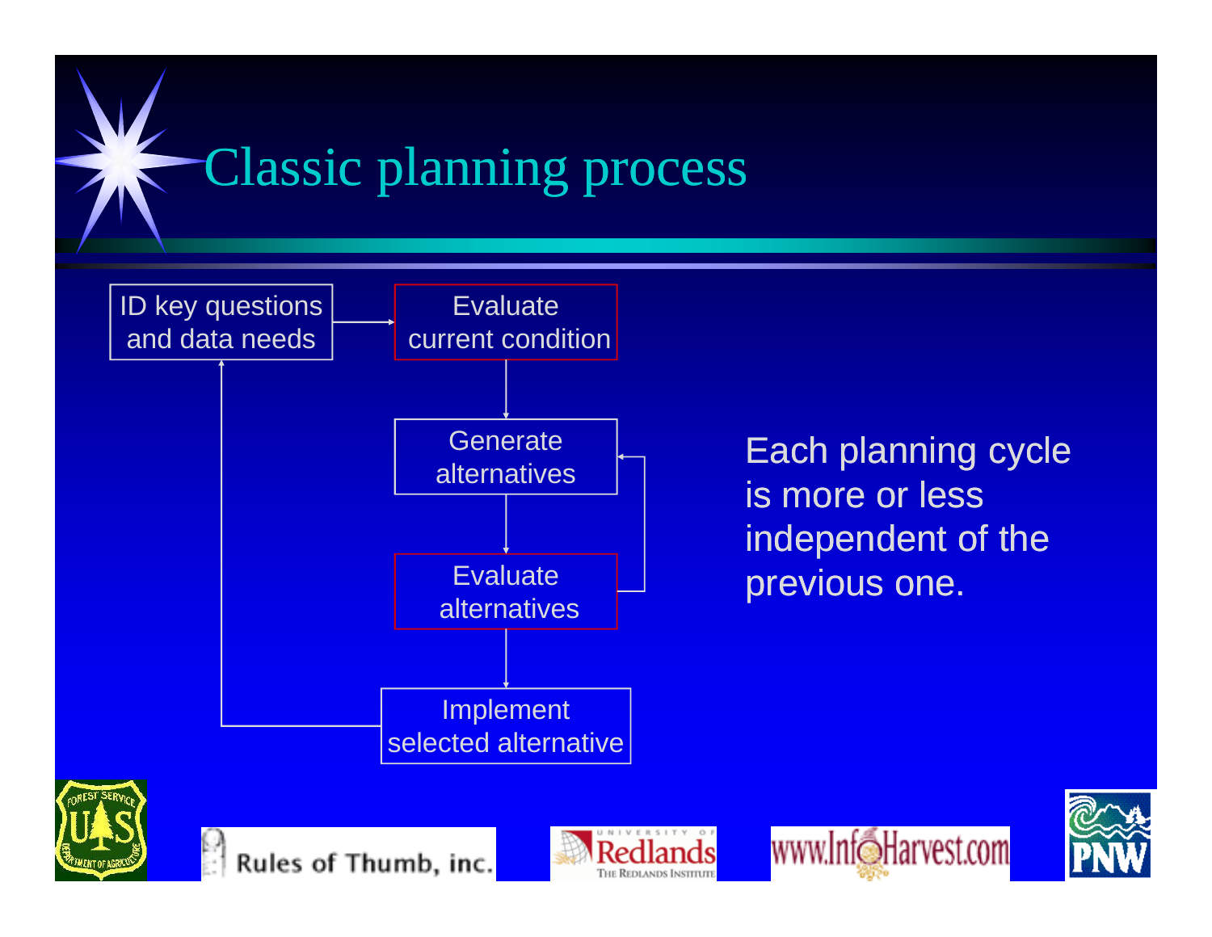# Classic planning process

- ID key questions and data needs
- Evaluate current condition
- Generate alternatives
- Evaluate alternatives
- Implement selected alternative

Each planning cycle is more or less independent of the previous one.

Rules of Thumb, inc.

Redlands — The Redlands Institute

www.InfoHarvest.com

PNW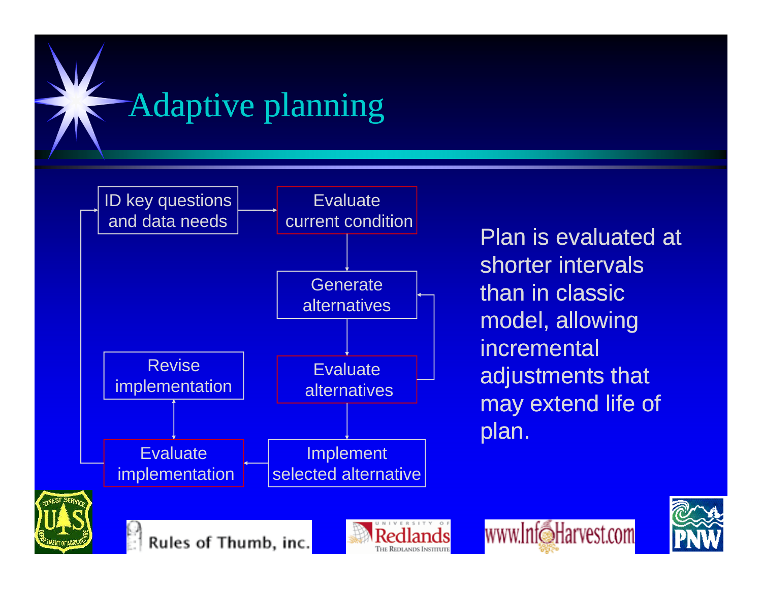# Adaptive planning

- ID key questions and data needs
- Evaluate current condition
- Generate alternatives
- Evaluate alternatives
- Implement selected alternative
- Evaluate implementation
- Revise implementation

Plan is evaluated at shorter intervals than in classic model, allowing incremental adjustments that may extend life of plan.

Rules of Thumb, inc.

University of Redlands — The Redlands Institute

www.InfoHarvest.com

PNW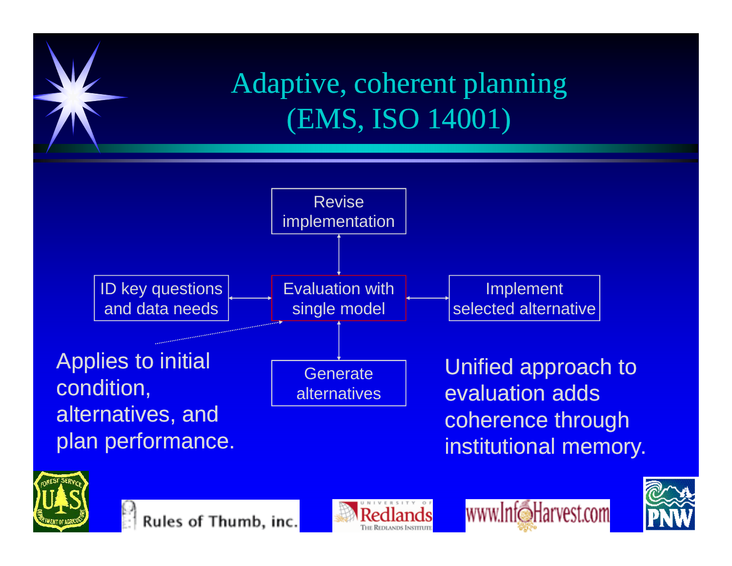# Adaptive, coherent planning (EMS, ISO 14001)

Revise implementation

ID key questions and data needs

Evaluation with single model

Implement selected alternative

Generate alternatives

Applies to initial condition, alternatives, and plan performance.

Unified approach to evaluation adds coherence through institutional memory.

Rules of Thumb, inc.

University of Redlands – The Redlands Institute

www.InfoHarvest.com

PNW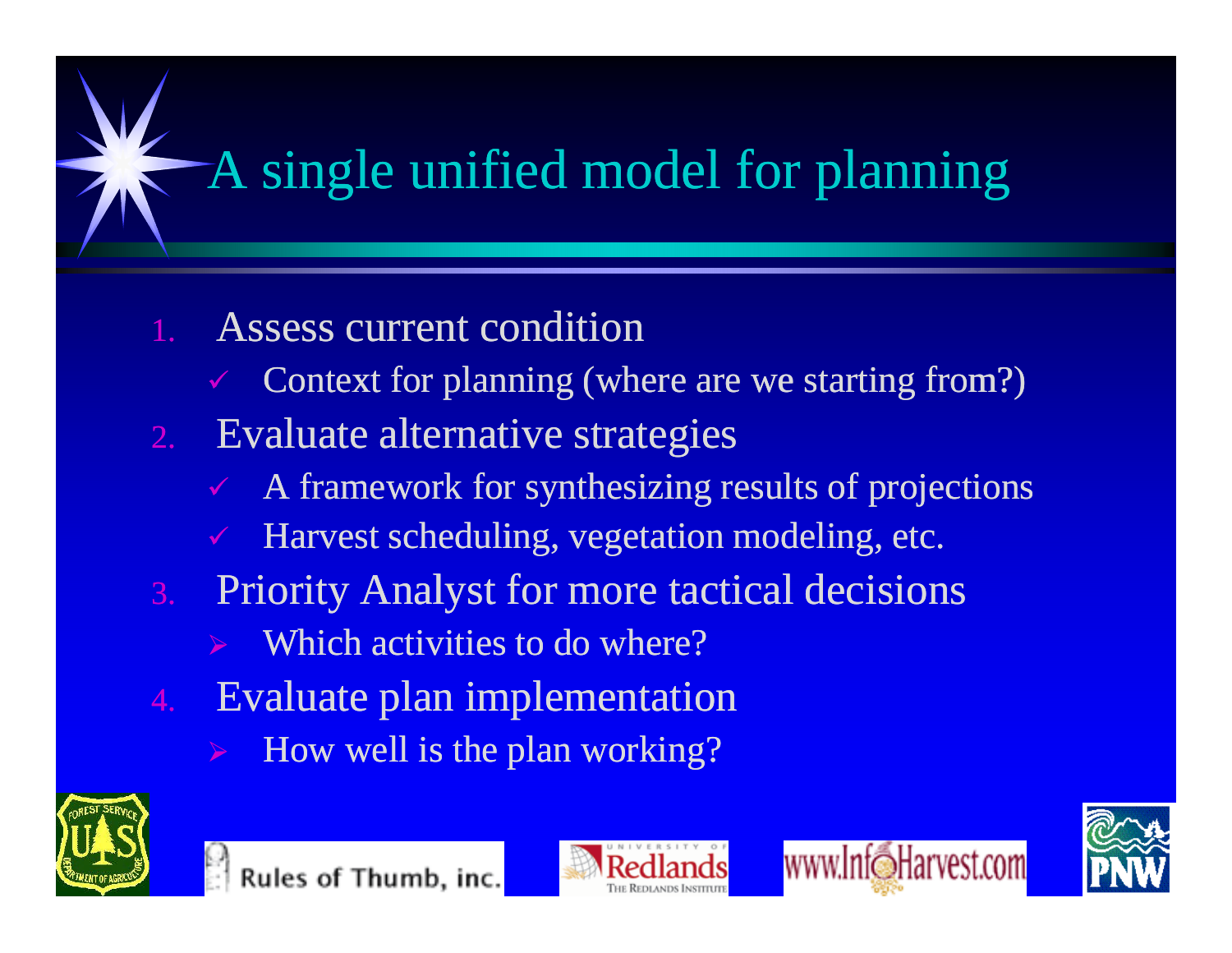# A single unified model for planning

1. Assess current condition
   - ✓ Context for planning (where are we starting from?)
2. Evaluate alternative strategies
   - ✓ A framework for synthesizing results of projections
   - ✓ Harvest scheduling, vegetation modeling, etc.
3. Priority Analyst for more tactical decisions
   - ➢ Which activities to do where?
4. Evaluate plan implementation
   - ➢ How well is the plan working?

Rules of Thumb, inc. | University of Redlands – The Redlands Institute | www.InfoHarvest.com | PNW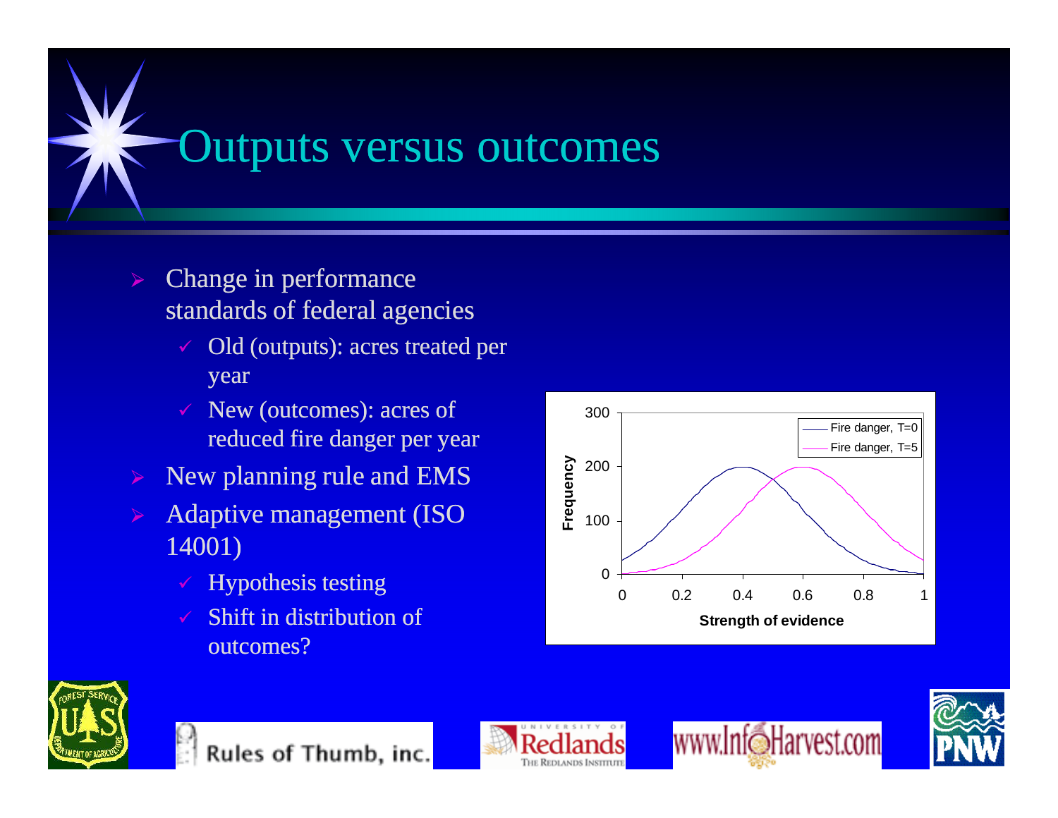# Outputs versus outcomes

- Change in performance standards of federal agencies
  - Old (outputs): acres treated per year
  - New (outcomes): acres of reduced fire danger per year
- New planning rule and EMS
- Adaptive management (ISO 14001)
  - Hypothesis testing
  - Shift in distribution of outcomes?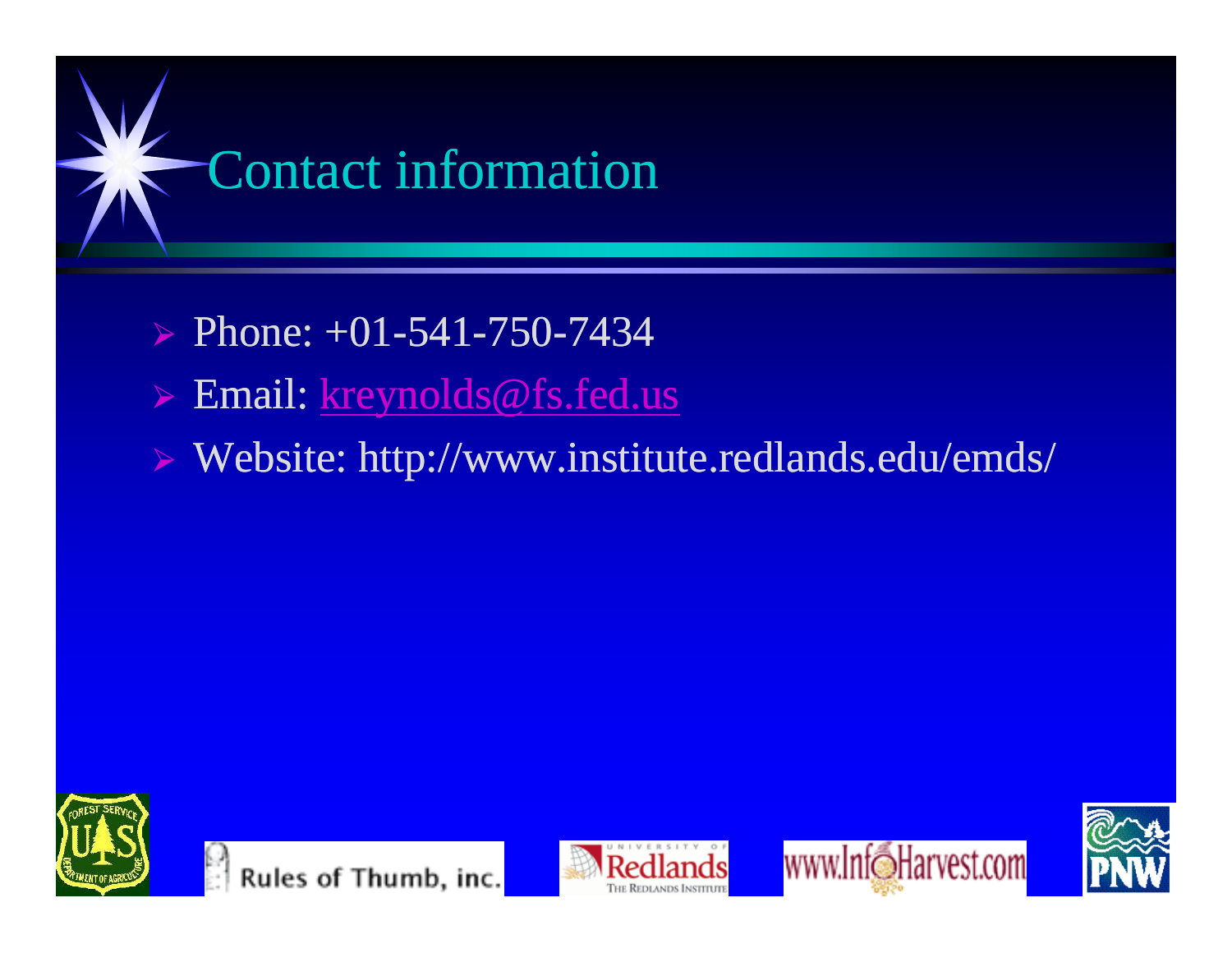# Contact information

- Phone: +01-541-750-7434
- Email: kreynolds@fs.fed.us
- Website: http://www.institute.redlands.edu/emds/